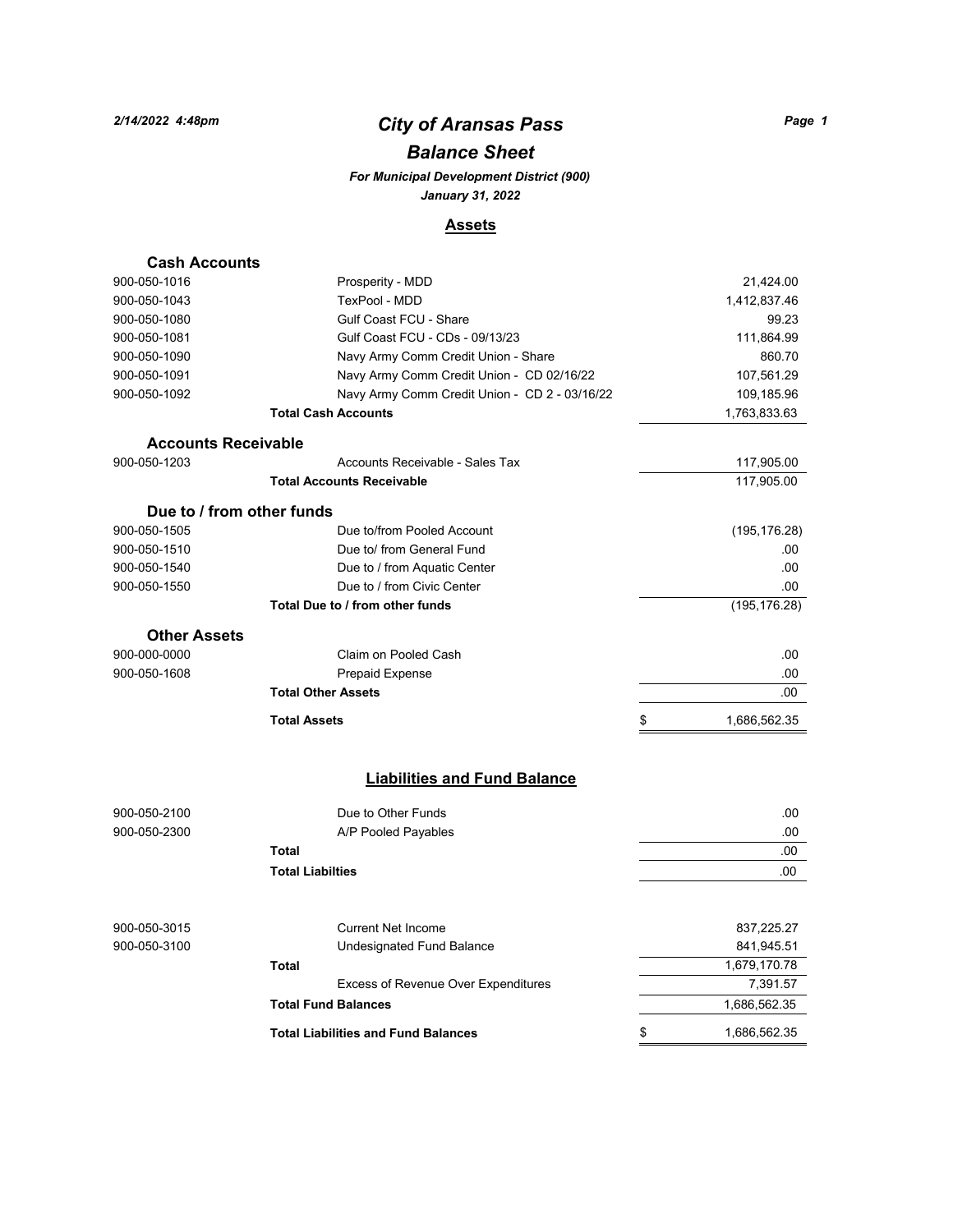# City of Aransas Pass

## Balance Sheet

*For Municipal Development District (900)*

*January 31, 2022*

### Assets

| Account | Description | Amount |
|---|---|---|
| **Cash Accounts** | | |
| 900-050-1016 | Prosperity - MDD | 21,424.00 |
| 900-050-1043 | TexPool - MDD | 1,412,837.46 |
| 900-050-1080 | Gulf Coast FCU - Share | 99.23 |
| 900-050-1081 | Gulf Coast FCU - CDs - 09/13/23 | 111,864.99 |
| 900-050-1090 | Navy Army Comm Credit Union - Share | 860.70 |
| 900-050-1091 | Navy Army Comm Credit Union - CD 02/16/22 | 107,561.29 |
| 900-050-1092 | Navy Army Comm Credit Union - CD 2 - 03/16/22 | 109,185.96 |
| | **Total Cash Accounts** | 1,763,833.63 |
| **Accounts Receivable** | | |
| 900-050-1203 | Accounts Receivable - Sales Tax | 117,905.00 |
| | **Total Accounts Receivable** | 117,905.00 |
| **Due to / from other funds** | | |
| 900-050-1505 | Due to/from Pooled Account | (195,176.28) |
| 900-050-1510 | Due to/ from General Fund | .00 |
| 900-050-1540 | Due to / from Aquatic Center | .00 |
| 900-050-1550 | Due to / from Civic Center | .00 |
| | **Total Due to / from other funds** | (195,176.28) |
| **Other Assets** | | |
| 900-000-0000 | Claim on Pooled Cash | .00 |
| 900-050-1608 | Prepaid Expense | .00 |
| | **Total Other Assets** | .00 |
| | **Total Assets** | $ 1,686,562.35 |

### Liabilities and Fund Balance

| Account | Description | Amount |
|---|---|---|
| 900-050-2100 | Due to Other Funds | .00 |
| 900-050-2300 | A/P Pooled Payables | .00 |
| | **Total** | .00 |
| | **Total Liabilties** | .00 |
| 900-050-3015 | Current Net Income | 837,225.27 |
| 900-050-3100 | Undesignated Fund Balance | 841,945.51 |
| | **Total** | 1,679,170.78 |
| | Excess of Revenue Over Expenditures | 7,391.57 |
| | **Total Fund Balances** | 1,686,562.35 |
| | **Total Liabilities and Fund Balances** | $ 1,686,562.35 |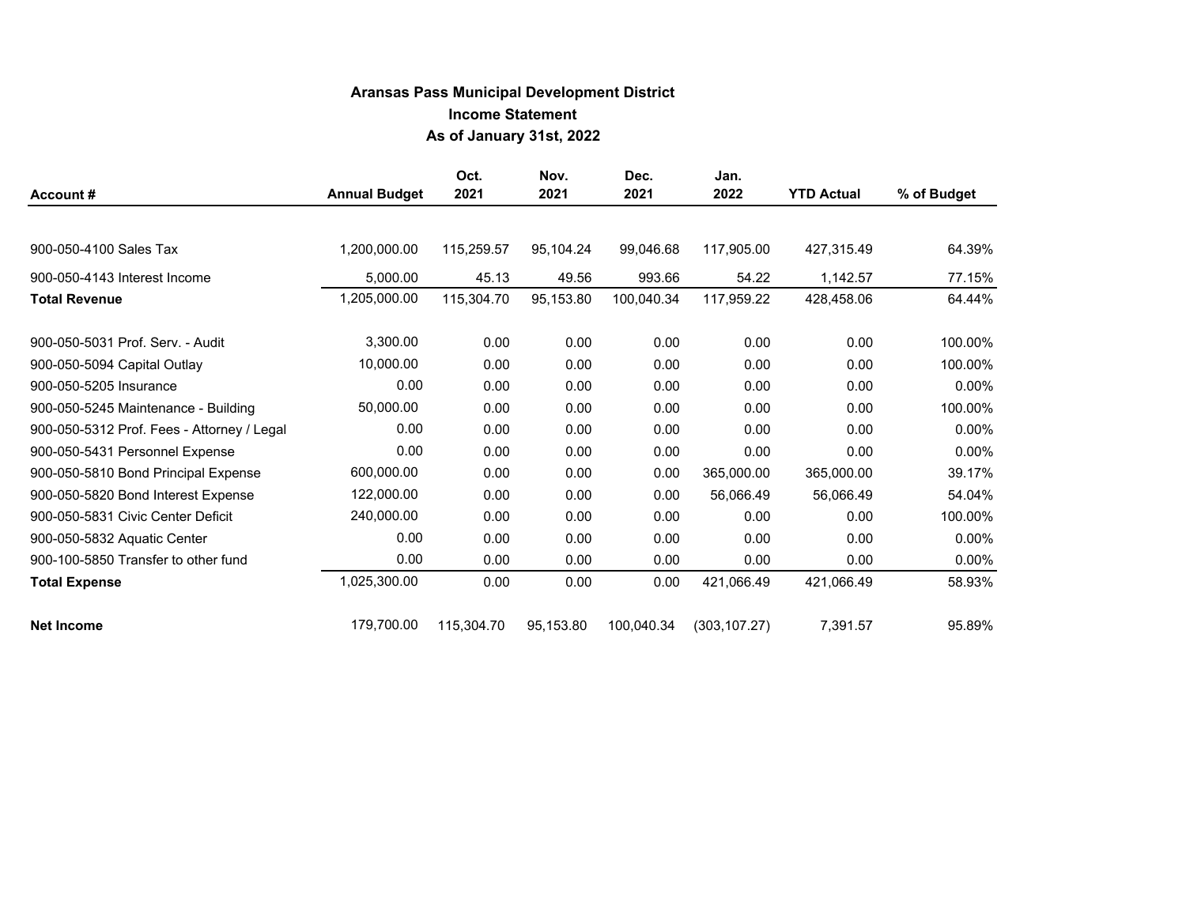# Aransas Pass Municipal Development District

## Income Statement

### As of January 31st, 2022

| Account # | Annual Budget | Oct. 2021 | Nov. 2021 | Dec. 2021 | Jan. 2022 | YTD Actual | % of Budget |
|---|---|---|---|---|---|---|---|
| 900-050-4100 Sales Tax | 1,200,000.00 | 115,259.57 | 95,104.24 | 99,046.68 | 117,905.00 | 427,315.49 | 64.39% |
| 900-050-4143 Interest Income | 5,000.00 | 45.13 | 49.56 | 993.66 | 54.22 | 1,142.57 | 77.15% |
| **Total Revenue** | 1,205,000.00 | 115,304.70 | 95,153.80 | 100,040.34 | 117,959.22 | 428,458.06 | 64.44% |
| 900-050-5031 Prof. Serv. - Audit | 3,300.00 | 0.00 | 0.00 | 0.00 | 0.00 | 0.00 | 100.00% |
| 900-050-5094 Capital Outlay | 10,000.00 | 0.00 | 0.00 | 0.00 | 0.00 | 0.00 | 100.00% |
| 900-050-5205 Insurance | 0.00 | 0.00 | 0.00 | 0.00 | 0.00 | 0.00 | 0.00% |
| 900-050-5245 Maintenance - Building | 50,000.00 | 0.00 | 0.00 | 0.00 | 0.00 | 0.00 | 100.00% |
| 900-050-5312 Prof. Fees - Attorney / Legal | 0.00 | 0.00 | 0.00 | 0.00 | 0.00 | 0.00 | 0.00% |
| 900-050-5431 Personnel Expense | 0.00 | 0.00 | 0.00 | 0.00 | 0.00 | 0.00 | 0.00% |
| 900-050-5810 Bond Principal Expense | 600,000.00 | 0.00 | 0.00 | 0.00 | 365,000.00 | 365,000.00 | 39.17% |
| 900-050-5820 Bond Interest Expense | 122,000.00 | 0.00 | 0.00 | 0.00 | 56,066.49 | 56,066.49 | 54.04% |
| 900-050-5831 Civic Center Deficit | 240,000.00 | 0.00 | 0.00 | 0.00 | 0.00 | 0.00 | 100.00% |
| 900-050-5832 Aquatic Center | 0.00 | 0.00 | 0.00 | 0.00 | 0.00 | 0.00 | 0.00% |
| 900-100-5850 Transfer to other fund | 0.00 | 0.00 | 0.00 | 0.00 | 0.00 | 0.00 | 0.00% |
| **Total Expense** | 1,025,300.00 | 0.00 | 0.00 | 0.00 | 421,066.49 | 421,066.49 | 58.93% |
| **Net Income** | 179,700.00 | 115,304.70 | 95,153.80 | 100,040.34 | (303,107.27) | 7,391.57 | 95.89% |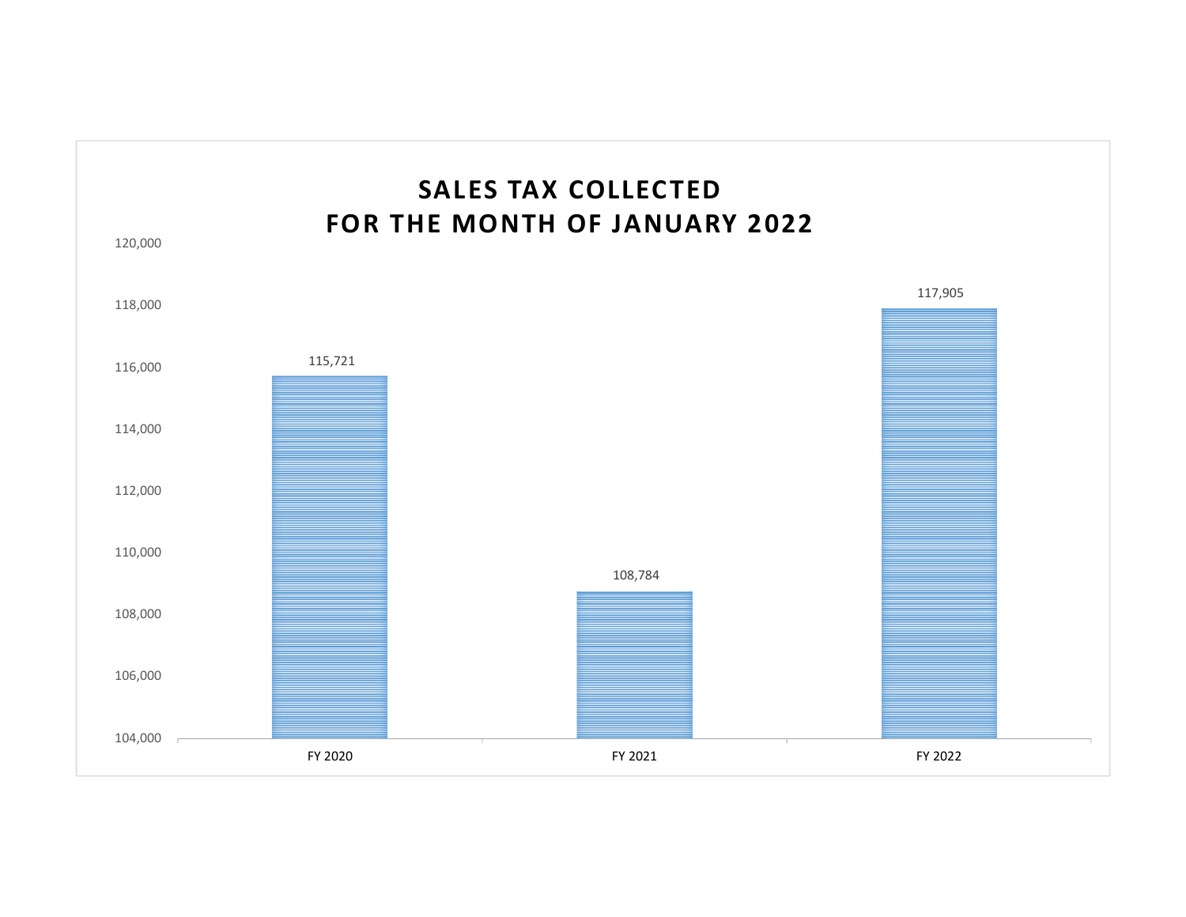# SALES TAX COLLECTED
# FOR THE MONTH OF JANUARY 2022

| Fiscal Year | Sales Tax Collected |
|---|---|
| FY 2020 | 115,721 |
| FY 2021 | 108,784 |
| FY 2022 | 117,905 |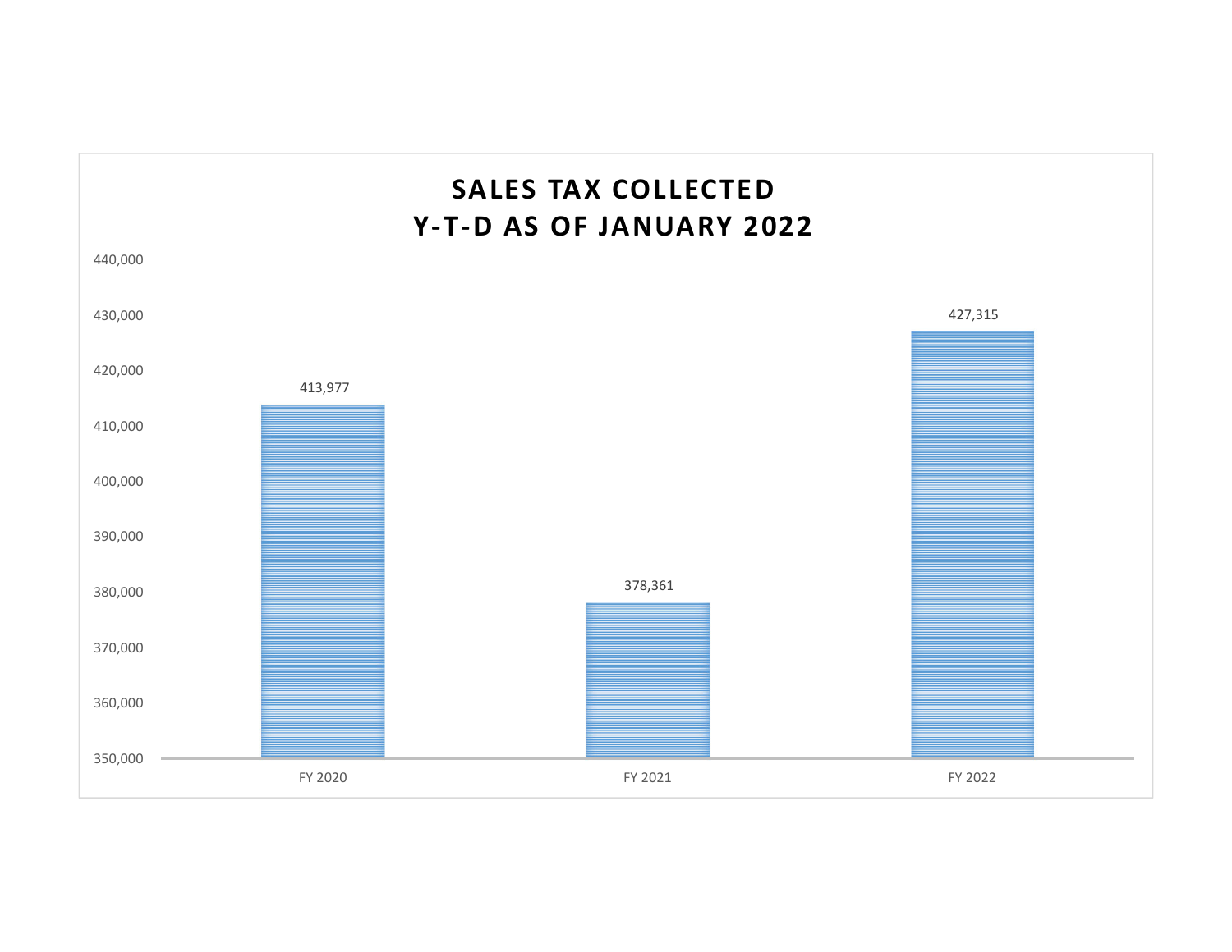## SALES TAX COLLECTED
## Y-T-D AS OF JANUARY 2022

| Fiscal Year | Sales Tax Collected |
|---|---|
| FY 2020 | 413,977 |
| FY 2021 | 378,361 |
| FY 2022 | 427,315 |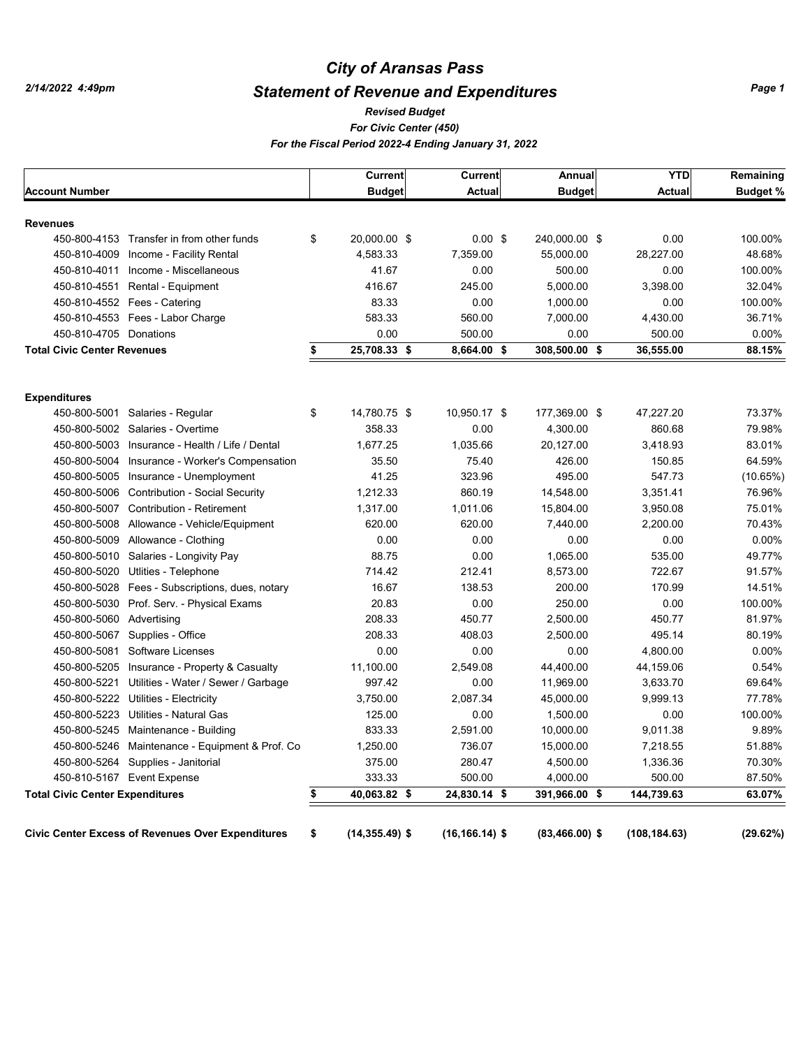# City of Aransas Pass

## Statement of Revenue and Expenditures

*Revised Budget*

*For Civic Center (450)*

*For the Fiscal Period 2022-4 Ending January 31, 2022*

| Account Number | | Current Budget | Current Actual | Annual Budget | YTD Actual | Remaining Budget % |
|---|---|---|---|---|---|---|
| **Revenues** | | | | | | |
| 450-800-4153 | Transfer in from other funds | $ 20,000.00 | $ 0.00 | $ 240,000.00 | $ 0.00 | 100.00% |
| 450-810-4009 | Income - Facility Rental | 4,583.33 | 7,359.00 | 55,000.00 | 28,227.00 | 48.68% |
| 450-810-4011 | Income - Miscellaneous | 41.67 | 0.00 | 500.00 | 0.00 | 100.00% |
| 450-810-4551 | Rental - Equipment | 416.67 | 245.00 | 5,000.00 | 3,398.00 | 32.04% |
| 450-810-4552 | Fees - Catering | 83.33 | 0.00 | 1,000.00 | 0.00 | 100.00% |
| 450-810-4553 | Fees - Labor Charge | 583.33 | 560.00 | 7,000.00 | 4,430.00 | 36.71% |
| 450-810-4705 | Donations | 0.00 | 500.00 | 0.00 | 500.00 | 0.00% |
| **Total Civic Center Revenues** | | **$ 25,708.33** | **$ 8,664.00** | **$ 308,500.00** | **$ 36,555.00** | **88.15%** |
| **Expenditures** | | | | | | |
| 450-800-5001 | Salaries - Regular | $ 14,780.75 | $ 10,950.17 | $ 177,369.00 | $ 47,227.20 | 73.37% |
| 450-800-5002 | Salaries - Overtime | 358.33 | 0.00 | 4,300.00 | 860.68 | 79.98% |
| 450-800-5003 | Insurance - Health / Life / Dental | 1,677.25 | 1,035.66 | 20,127.00 | 3,418.93 | 83.01% |
| 450-800-5004 | Insurance - Worker's Compensation | 35.50 | 75.40 | 426.00 | 150.85 | 64.59% |
| 450-800-5005 | Insurance - Unemployment | 41.25 | 323.96 | 495.00 | 547.73 | (10.65%) |
| 450-800-5006 | Contribution - Social Security | 1,212.33 | 860.19 | 14,548.00 | 3,351.41 | 76.96% |
| 450-800-5007 | Contribution - Retirement | 1,317.00 | 1,011.06 | 15,804.00 | 3,950.08 | 75.01% |
| 450-800-5008 | Allowance - Vehicle/Equipment | 620.00 | 620.00 | 7,440.00 | 2,200.00 | 70.43% |
| 450-800-5009 | Allowance - Clothing | 0.00 | 0.00 | 0.00 | 0.00 | 0.00% |
| 450-800-5010 | Salaries - Longivity Pay | 88.75 | 0.00 | 1,065.00 | 535.00 | 49.77% |
| 450-800-5020 | Utlities - Telephone | 714.42 | 212.41 | 8,573.00 | 722.67 | 91.57% |
| 450-800-5028 | Fees - Subscriptions, dues, notary | 16.67 | 138.53 | 200.00 | 170.99 | 14.51% |
| 450-800-5030 | Prof. Serv. - Physical Exams | 20.83 | 0.00 | 250.00 | 0.00 | 100.00% |
| 450-800-5060 | Advertising | 208.33 | 450.77 | 2,500.00 | 450.77 | 81.97% |
| 450-800-5067 | Supplies - Office | 208.33 | 408.03 | 2,500.00 | 495.14 | 80.19% |
| 450-800-5081 | Software Licenses | 0.00 | 0.00 | 0.00 | 4,800.00 | 0.00% |
| 450-800-5205 | Insurance - Property & Casualty | 11,100.00 | 2,549.08 | 44,400.00 | 44,159.06 | 0.54% |
| 450-800-5221 | Utilities - Water / Sewer / Garbage | 997.42 | 0.00 | 11,969.00 | 3,633.70 | 69.64% |
| 450-800-5222 | Utilities - Electricity | 3,750.00 | 2,087.34 | 45,000.00 | 9,999.13 | 77.78% |
| 450-800-5223 | Utilities - Natural Gas | 125.00 | 0.00 | 1,500.00 | 0.00 | 100.00% |
| 450-800-5245 | Maintenance - Building | 833.33 | 2,591.00 | 10,000.00 | 9,011.38 | 9.89% |
| 450-800-5246 | Maintenance - Equipment & Prof. Co | 1,250.00 | 736.07 | 15,000.00 | 7,218.55 | 51.88% |
| 450-800-5264 | Supplies - Janitorial | 375.00 | 280.47 | 4,500.00 | 1,336.36 | 70.30% |
| 450-810-5167 | Event Expense | 333.33 | 500.00 | 4,000.00 | 500.00 | 87.50% |
| **Total Civic Center Expenditures** | | **$ 40,063.82** | **$ 24,830.14** | **$ 391,966.00** | **$ 144,739.63** | **63.07%** |
| **Civic Center Excess of Revenues Over Expenditures** | | **$ (14,355.49)** | **$ (16,166.14)** | **$ (83,466.00)** | **$ (108,184.63)** | **(29.62%)** |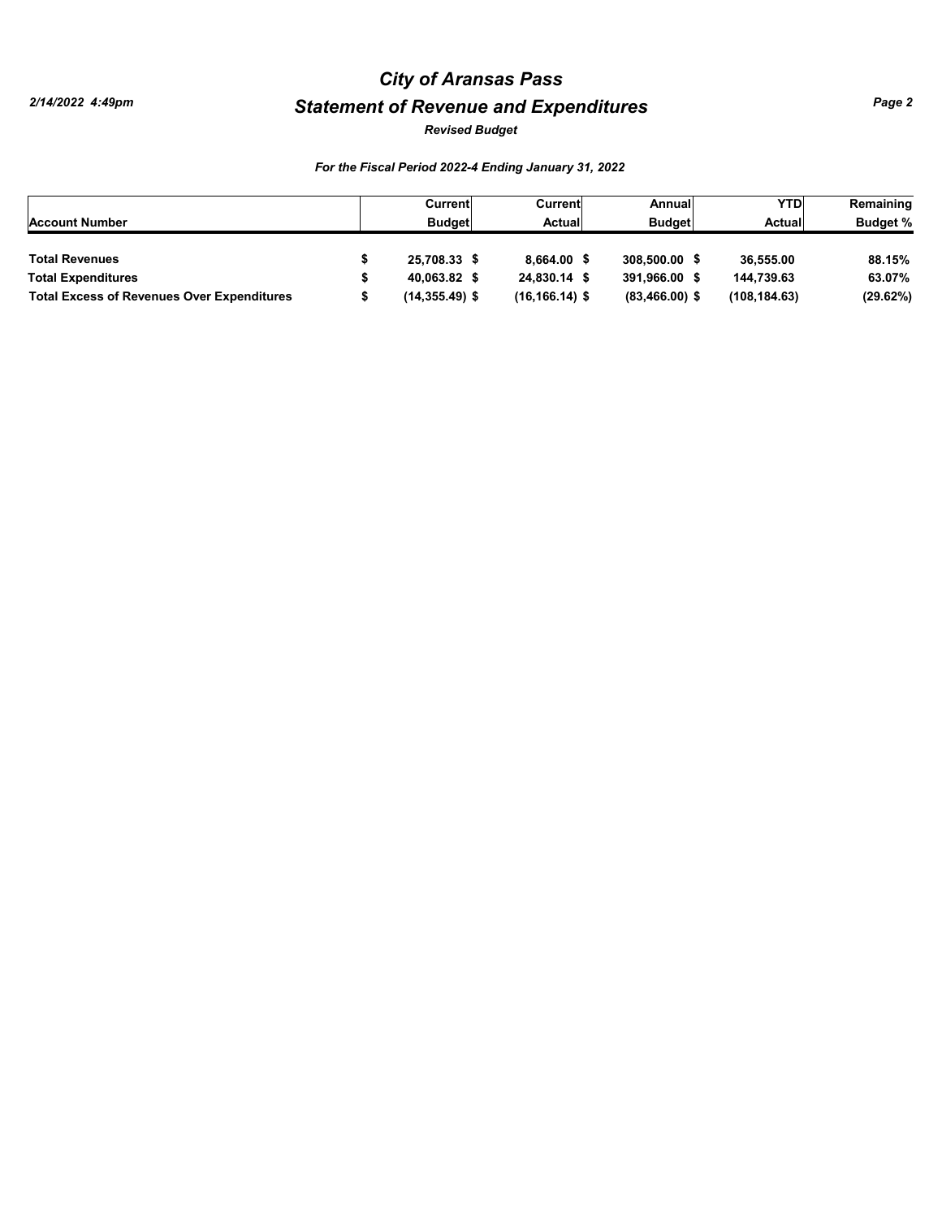# City of Aransas Pass

## Statement of Revenue and Expenditures

*Revised Budget*

*For the Fiscal Period 2022-4 Ending January 31, 2022*

| Account Number | Current Budget | Current Actual | Annual Budget | YTD Actual | Remaining Budget % |
|---|---|---|---|---|---|
| **Total Revenues** | $ 25,708.33 | $ 8,664.00 | $ 308,500.00 | $ 36,555.00 | 88.15% |
| **Total Expenditures** | $ 40,063.82 | $ 24,830.14 | $ 391,966.00 | $ 144,739.63 | 63.07% |
| **Total Excess of Revenues Over Expenditures** | $ (14,355.49) | $ (16,166.14) | $ (83,466.00) | $ (108,184.63) | (29.62%) |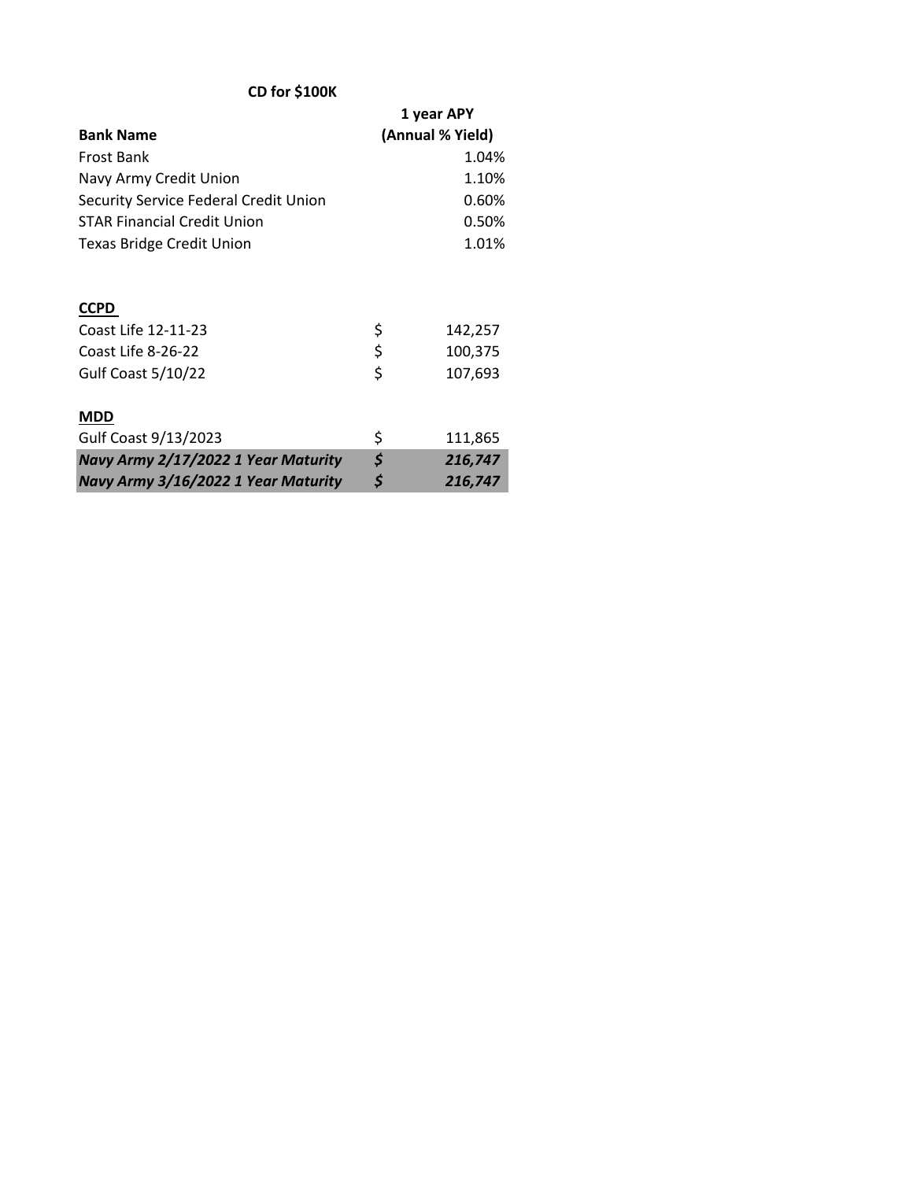**CD for $100K**

| Bank Name | 1 year APY (Annual % Yield) |
| --- | --- |
| Frost Bank | 1.04% |
| Navy Army Credit Union | 1.10% |
| Security Service Federal Credit Union | 0.60% |
| STAR Financial Credit Union | 0.50% |
| Texas Bridge Credit Union | 1.01% |

| | |
| --- | --- |
| **CCPD** | |
| Coast Life 12-11-23 | $ 142,257 |
| Coast Life 8-26-22 | $ 100,375 |
| Gulf Coast 5/10/22 | $ 107,693 |
| | |
| **MDD** | |
| Gulf Coast 9/13/2023 | $ 111,865 |
| ***Navy Army 2/17/2022 1 Year Maturity*** | ***$ 216,747*** |
| ***Navy Army 3/16/2022 1 Year Maturity*** | ***$ 216,747*** |